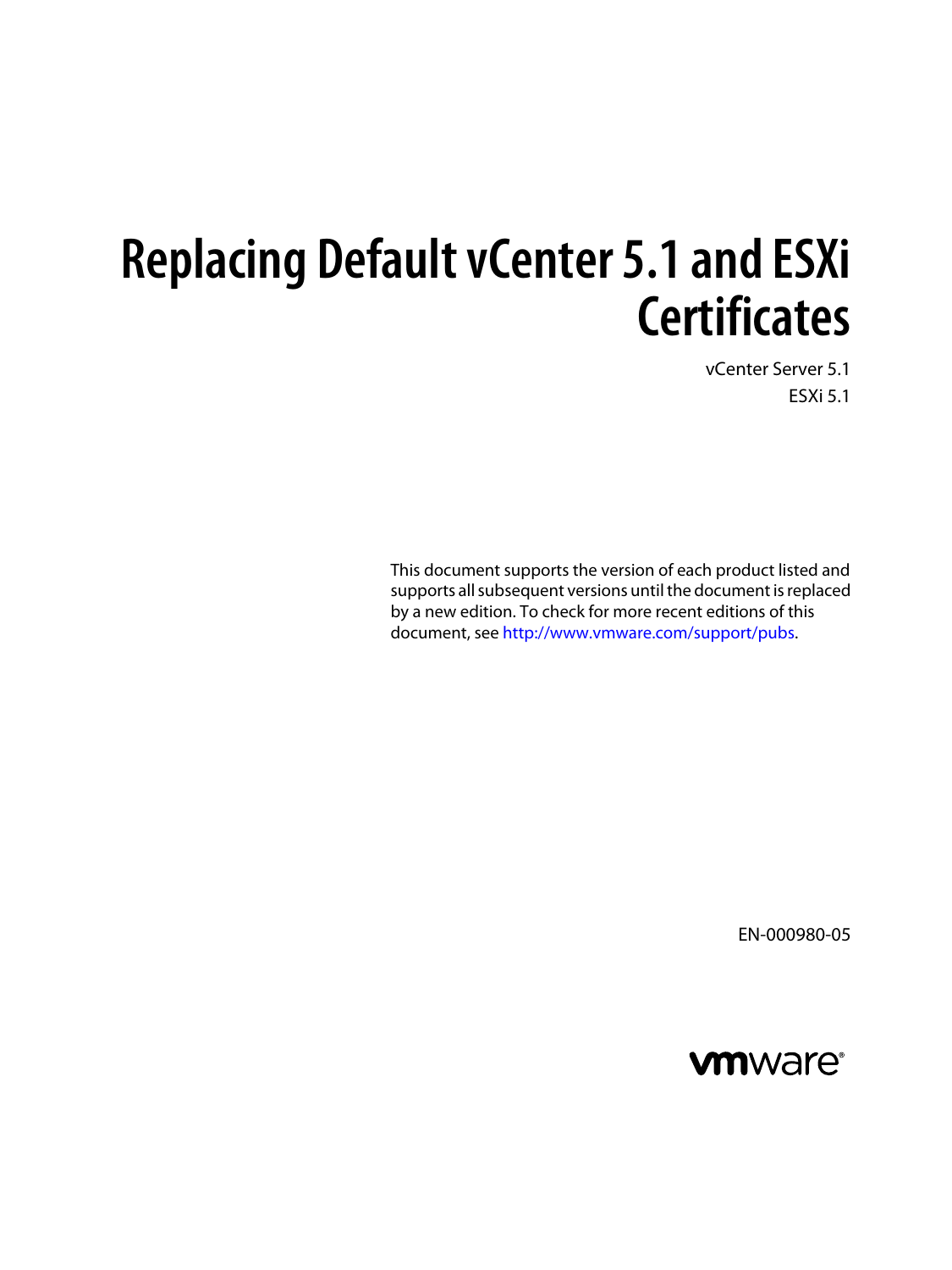# Replacing Default vCenter 5.1 and ESXi Certificates

vCenter Server 5.1

ESXi 5.1

This document supports the version of each product listed and supports all subsequent versions until the document is replaced by a new edition. To check for more recent editions of this document, see http://www.vmware.com/support/pubs.

EN-000980-05

vmware®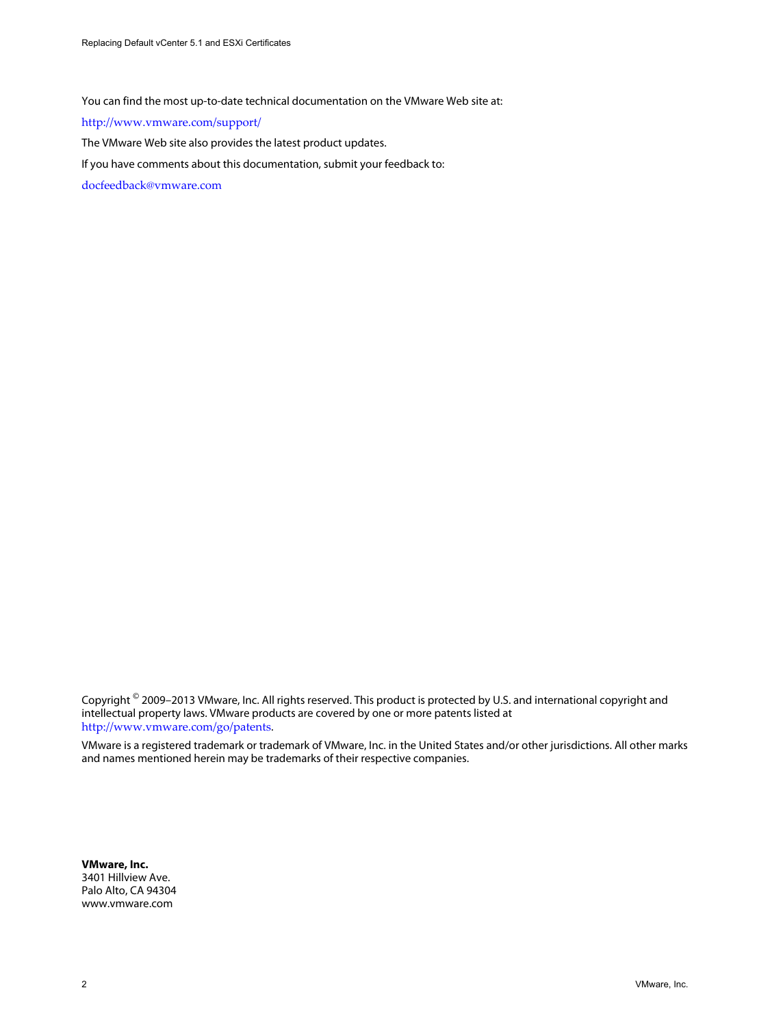You can find the most up-to-date technical documentation on the VMware Web site at:

http://www.vmware.com/support/

The VMware Web site also provides the latest product updates.

If you have comments about this documentation, submit your feedback to:

docfeedback@vmware.com

Copyright © 2009–2013 VMware, Inc. All rights reserved. This product is protected by U.S. and international copyright and intellectual property laws. VMware products are covered by one or more patents listed at http://www.vmware.com/go/patents.

VMware is a registered trademark or trademark of VMware, Inc. in the United States and/or other jurisdictions. All other marks and names mentioned herein may be trademarks of their respective companies.

**VMware, Inc.**
3401 Hillview Ave.
Palo Alto, CA 94304
www.vmware.com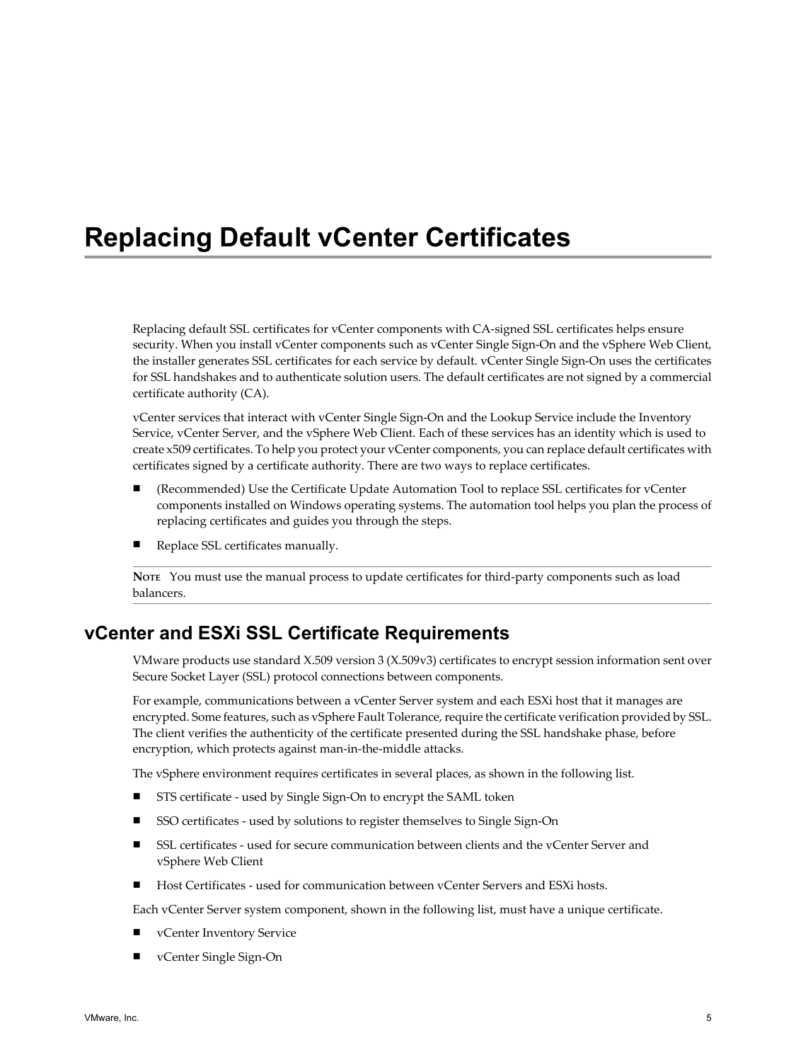# Replacing Default vCenter Certificates

Replacing default SSL certificates for vCenter components with CA-signed SSL certificates helps ensure security. When you install vCenter components such as vCenter Single Sign-On and the vSphere Web Client, the installer generates SSL certificates for each service by default. vCenter Single Sign-On uses the certificates for SSL handshakes and to authenticate solution users. The default certificates are not signed by a commercial certificate authority (CA).

vCenter services that interact with vCenter Single Sign-On and the Lookup Service include the Inventory Service, vCenter Server, and the vSphere Web Client. Each of these services has an identity which is used to create x509 certificates. To help you protect your vCenter components, you can replace default certificates with certificates signed by a certificate authority. There are two ways to replace certificates.

- (Recommended) Use the Certificate Update Automation Tool to replace SSL certificates for vCenter components installed on Windows operating systems. The automation tool helps you plan the process of replacing certificates and guides you through the steps.
- Replace SSL certificates manually.

---

**NOTE** You must use the manual process to update certificates for third-party components such as load balancers.

---

## vCenter and ESXi SSL Certificate Requirements

VMware products use standard X.509 version 3 (X.509v3) certificates to encrypt session information sent over Secure Socket Layer (SSL) protocol connections between components.

For example, communications between a vCenter Server system and each ESXi host that it manages are encrypted. Some features, such as vSphere Fault Tolerance, require the certificate verification provided by SSL. The client verifies the authenticity of the certificate presented during the SSL handshake phase, before encryption, which protects against man-in-the-middle attacks.

The vSphere environment requires certificates in several places, as shown in the following list.

- STS certificate - used by Single Sign-On to encrypt the SAML token
- SSO certificates - used by solutions to register themselves to Single Sign-On
- SSL certificates - used for secure communication between clients and the vCenter Server and vSphere Web Client
- Host Certificates - used for communication between vCenter Servers and ESXi hosts.

Each vCenter Server system component, shown in the following list, must have a unique certificate.

- vCenter Inventory Service
- vCenter Single Sign-On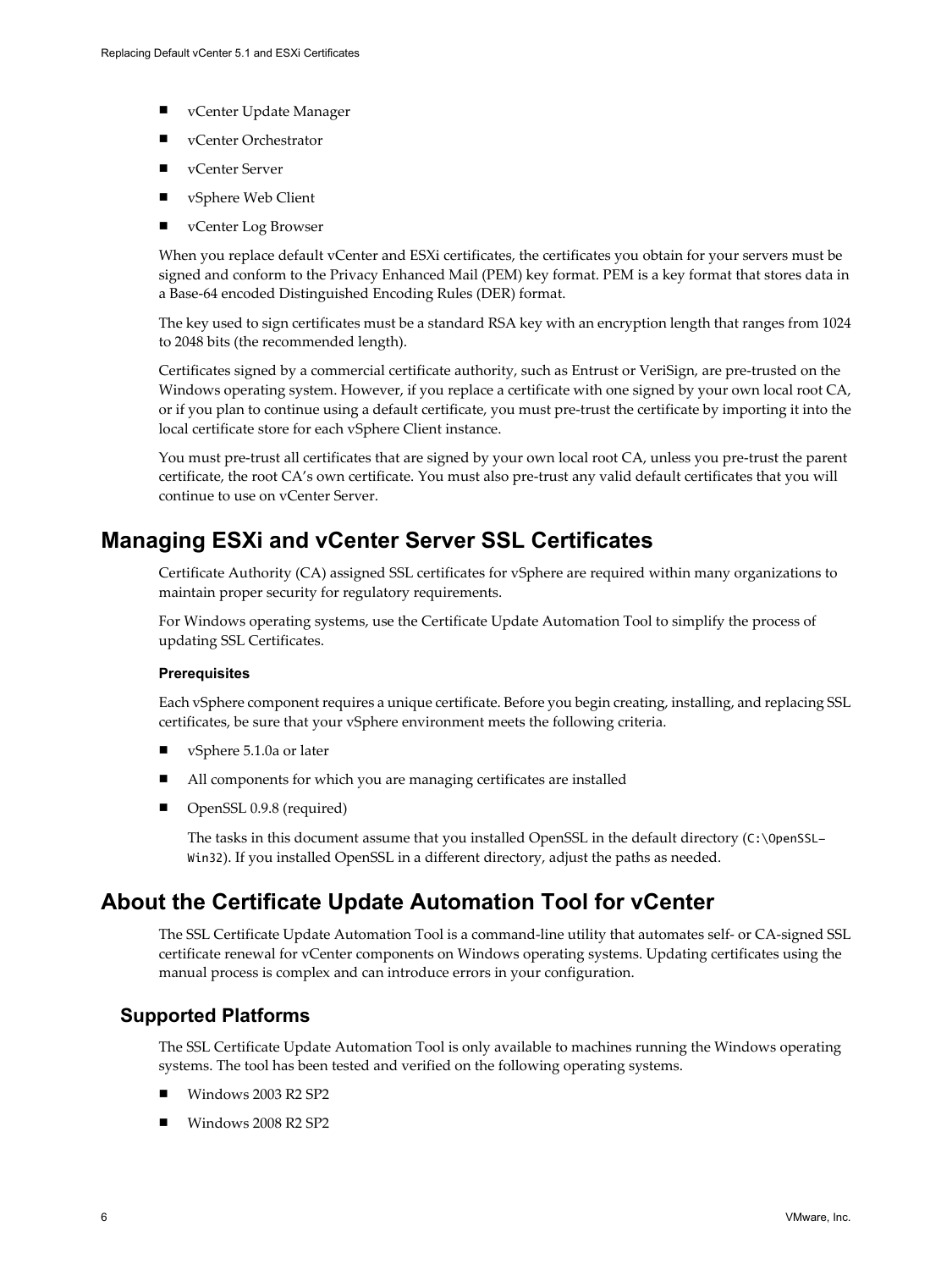- vCenter Update Manager
- vCenter Orchestrator
- vCenter Server
- vSphere Web Client
- vCenter Log Browser

When you replace default vCenter and ESXi certificates, the certificates you obtain for your servers must be signed and conform to the Privacy Enhanced Mail (PEM) key format. PEM is a key format that stores data in a Base-64 encoded Distinguished Encoding Rules (DER) format.

The key used to sign certificates must be a standard RSA key with an encryption length that ranges from 1024 to 2048 bits (the recommended length).

Certificates signed by a commercial certificate authority, such as Entrust or VeriSign, are pre-trusted on the Windows operating system. However, if you replace a certificate with one signed by your own local root CA, or if you plan to continue using a default certificate, you must pre-trust the certificate by importing it into the local certificate store for each vSphere Client instance.

You must pre-trust all certificates that are signed by your own local root CA, unless you pre-trust the parent certificate, the root CA's own certificate. You must also pre-trust any valid default certificates that you will continue to use on vCenter Server.

## Managing ESXi and vCenter Server SSL Certificates

Certificate Authority (CA) assigned SSL certificates for vSphere are required within many organizations to maintain proper security for regulatory requirements.

For Windows operating systems, use the Certificate Update Automation Tool to simplify the process of updating SSL Certificates.

#### Prerequisites

Each vSphere component requires a unique certificate. Before you begin creating, installing, and replacing SSL certificates, be sure that your vSphere environment meets the following criteria.

- vSphere 5.1.0a or later
- All components for which you are managing certificates are installed
- OpenSSL 0.9.8 (required)

  The tasks in this document assume that you installed OpenSSL in the default directory (`C:\OpenSSL-Win32`). If you installed OpenSSL in a different directory, adjust the paths as needed.

## About the Certificate Update Automation Tool for vCenter

The SSL Certificate Update Automation Tool is a command-line utility that automates self- or CA-signed SSL certificate renewal for vCenter components on Windows operating systems. Updating certificates using the manual process is complex and can introduce errors in your configuration.

### Supported Platforms

The SSL Certificate Update Automation Tool is only available to machines running the Windows operating systems. The tool has been tested and verified on the following operating systems.

- Windows 2003 R2 SP2
- Windows 2008 R2 SP2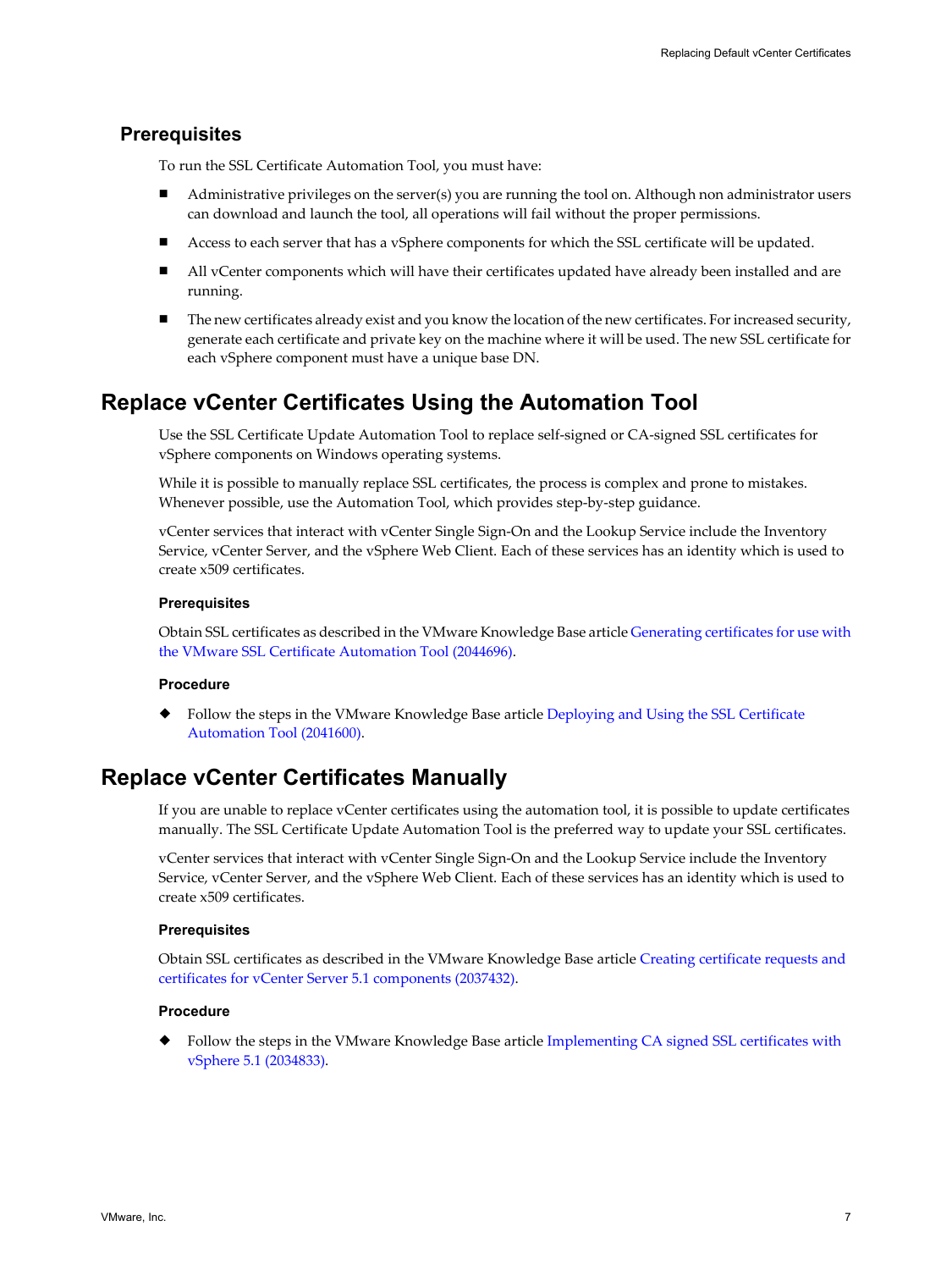### Prerequisites

To run the SSL Certificate Automation Tool, you must have:

- Administrative privileges on the server(s) you are running the tool on. Although non administrator users can download and launch the tool, all operations will fail without the proper permissions.
- Access to each server that has a vSphere components for which the SSL certificate will be updated.
- All vCenter components which will have their certificates updated have already been installed and are running.
- The new certificates already exist and you know the location of the new certificates. For increased security, generate each certificate and private key on the machine where it will be used. The new SSL certificate for each vSphere component must have a unique base DN.

## Replace vCenter Certificates Using the Automation Tool

Use the SSL Certificate Update Automation Tool to replace self-signed or CA-signed SSL certificates for vSphere components on Windows operating systems.

While it is possible to manually replace SSL certificates, the process is complex and prone to mistakes. Whenever possible, use the Automation Tool, which provides step-by-step guidance.

vCenter services that interact with vCenter Single Sign-On and the Lookup Service include the Inventory Service, vCenter Server, and the vSphere Web Client. Each of these services has an identity which is used to create x509 certificates.

#### Prerequisites

Obtain SSL certificates as described in the VMware Knowledge Base article Generating certificates for use with the VMware SSL Certificate Automation Tool (2044696).

#### Procedure

◆ Follow the steps in the VMware Knowledge Base article Deploying and Using the SSL Certificate Automation Tool (2041600).

## Replace vCenter Certificates Manually

If you are unable to replace vCenter certificates using the automation tool, it is possible to update certificates manually. The SSL Certificate Update Automation Tool is the preferred way to update your SSL certificates.

vCenter services that interact with vCenter Single Sign-On and the Lookup Service include the Inventory Service, vCenter Server, and the vSphere Web Client. Each of these services has an identity which is used to create x509 certificates.

#### Prerequisites

Obtain SSL certificates as described in the VMware Knowledge Base article Creating certificate requests and certificates for vCenter Server 5.1 components (2037432).

#### Procedure

◆ Follow the steps in the VMware Knowledge Base article Implementing CA signed SSL certificates with vSphere 5.1 (2034833).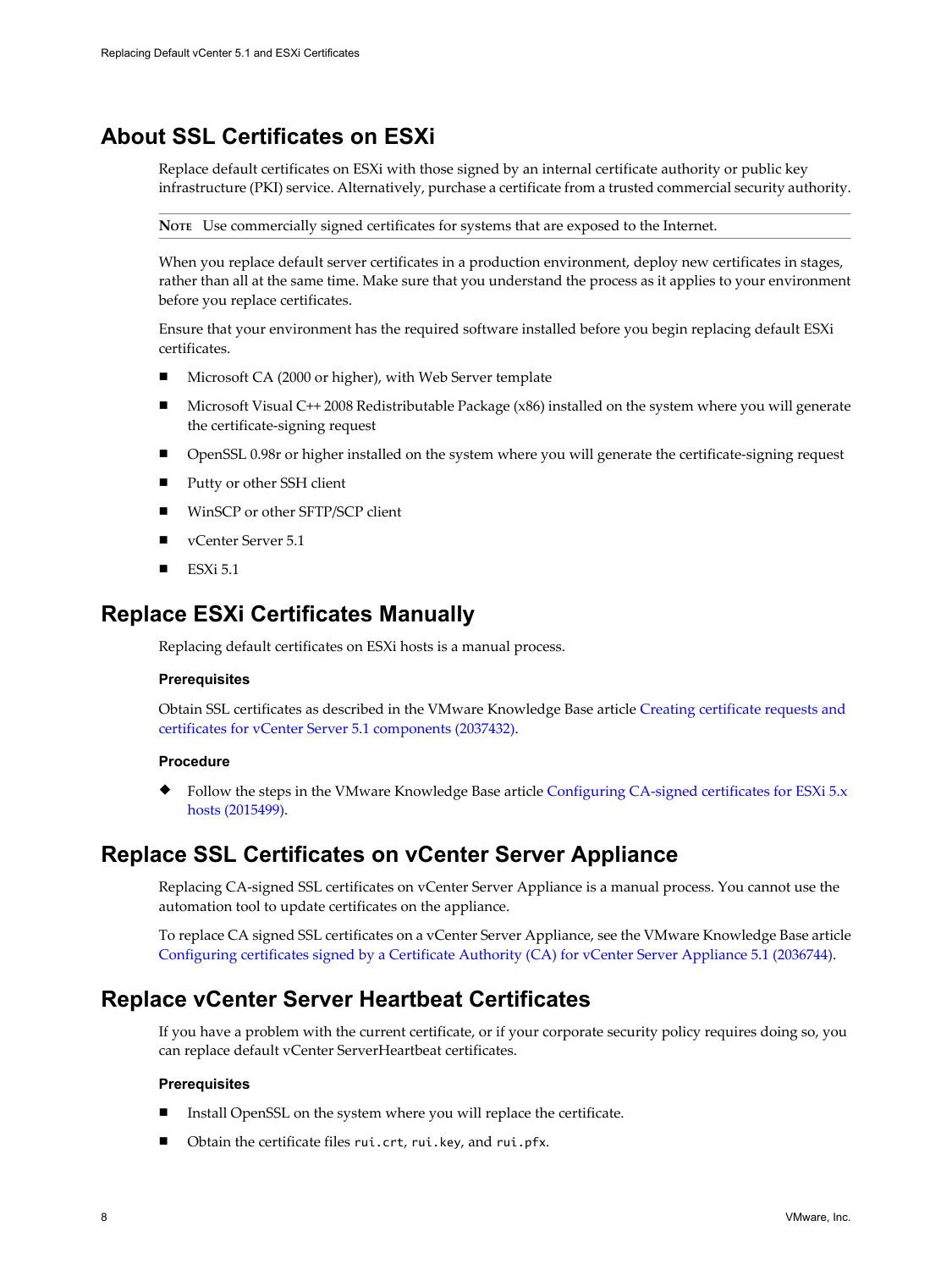## About SSL Certificates on ESXi

Replace default certificates on ESXi with those signed by an internal certificate authority or public key infrastructure (PKI) service. Alternatively, purchase a certificate from a trusted commercial security authority.

**Note** Use commercially signed certificates for systems that are exposed to the Internet.

When you replace default server certificates in a production environment, deploy new certificates in stages, rather than all at the same time. Make sure that you understand the process as it applies to your environment before you replace certificates.

Ensure that your environment has the required software installed before you begin replacing default ESXi certificates.

- Microsoft CA (2000 or higher), with Web Server template
- Microsoft Visual C++ 2008 Redistributable Package (x86) installed on the system where you will generate the certificate-signing request
- OpenSSL 0.98r or higher installed on the system where you will generate the certificate-signing request
- Putty or other SSH client
- WinSCP or other SFTP/SCP client
- vCenter Server 5.1
- ESXi 5.1

## Replace ESXi Certificates Manually

Replacing default certificates on ESXi hosts is a manual process.

### Prerequisites

Obtain SSL certificates as described in the VMware Knowledge Base article Creating certificate requests and certificates for vCenter Server 5.1 components (2037432).

### Procedure

- Follow the steps in the VMware Knowledge Base article Configuring CA-signed certificates for ESXi 5.x hosts (2015499).

## Replace SSL Certificates on vCenter Server Appliance

Replacing CA-signed SSL certificates on vCenter Server Appliance is a manual process. You cannot use the automation tool to update certificates on the appliance.

To replace CA signed SSL certificates on a vCenter Server Appliance, see the VMware Knowledge Base article Configuring certificates signed by a Certificate Authority (CA) for vCenter Server Appliance 5.1 (2036744).

## Replace vCenter Server Heartbeat Certificates

If you have a problem with the current certificate, or if your corporate security policy requires doing so, you can replace default vCenter ServerHeartbeat certificates.

### Prerequisites

- Install OpenSSL on the system where you will replace the certificate.
- Obtain the certificate files `rui.crt`, `rui.key`, and `rui.pfx`.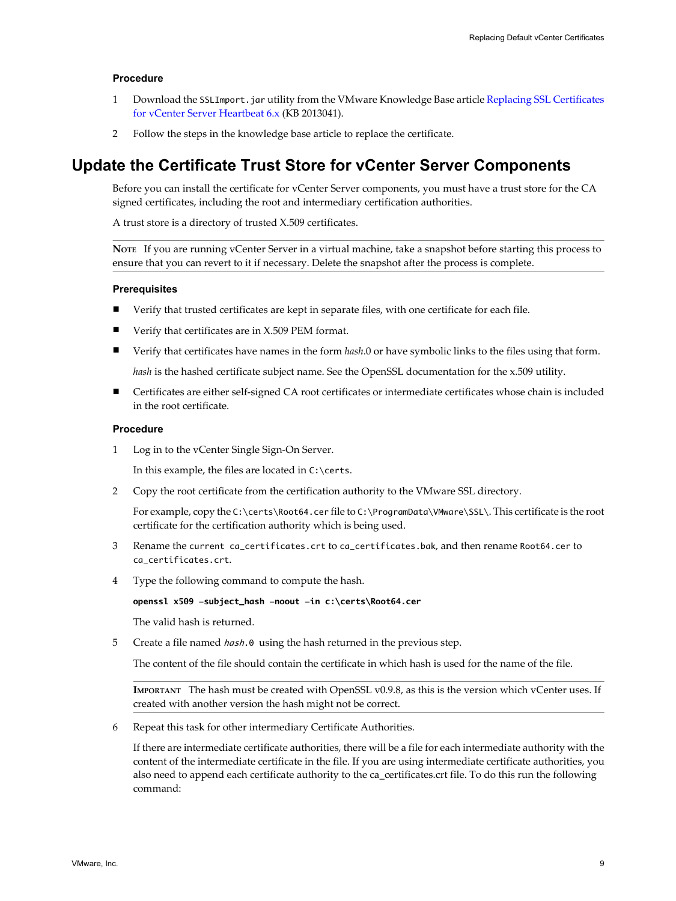### Procedure

1. Download the `SSLImport.jar` utility from the VMware Knowledge Base article Replacing SSL Certificates for vCenter Server Heartbeat 6.x (KB 2013041).
2. Follow the steps in the knowledge base article to replace the certificate.

## Update the Certificate Trust Store for vCenter Server Components

Before you can install the certificate for vCenter Server components, you must have a trust store for the CA signed certificates, including the root and intermediary certification authorities.

A trust store is a directory of trusted X.509 certificates.

**NOTE** If you are running vCenter Server in a virtual machine, take a snapshot before starting this process to ensure that you can revert to it if necessary. Delete the snapshot after the process is complete.

### Prerequisites

- Verify that trusted certificates are kept in separate files, with one certificate for each file.
- Verify that certificates are in X.509 PEM format.
- Verify that certificates have names in the form *hash*.0 or have symbolic links to the files using that form.

  *hash* is the hashed certificate subject name. See the OpenSSL documentation for the x.509 utility.
- Certificates are either self-signed CA root certificates or intermediate certificates whose chain is included in the root certificate.

### Procedure

1. Log in to the vCenter Single Sign-On Server.

   In this example, the files are located in `C:\certs`.
2. Copy the root certificate from the certification authority to the VMware SSL directory.

   For example, copy the `C:\certs\Root64.cer` file to `C:\ProgramData\VMware\SSL\`. This certificate is the root certificate for the certification authority which is being used.
3. Rename the `current ca_certificates.crt` to `ca_certificates.bak`, and then rename `Root64.cer` to `ca_certificates.crt`.
4. Type the following command to compute the hash.

   ```
   openssl x509 -subject_hash -noout -in c:\certs\Root64.cer
   ```

   The valid hash is returned.
5. Create a file named `hash.0` using the hash returned in the previous step.

   The content of the file should contain the certificate in which hash is used for the name of the file.

   **IMPORTANT** The hash must be created with OpenSSL v0.9.8, as this is the version which vCenter uses. If created with another version the hash might not be correct.
6. Repeat this task for other intermediary Certificate Authorities.

   If there are intermediate certificate authorities, there will be a file for each intermediate authority with the content of the intermediate certificate in the file. If you are using intermediate certificate authorities, you also need to append each certificate authority to the ca_certificates.crt file. To do this run the following command: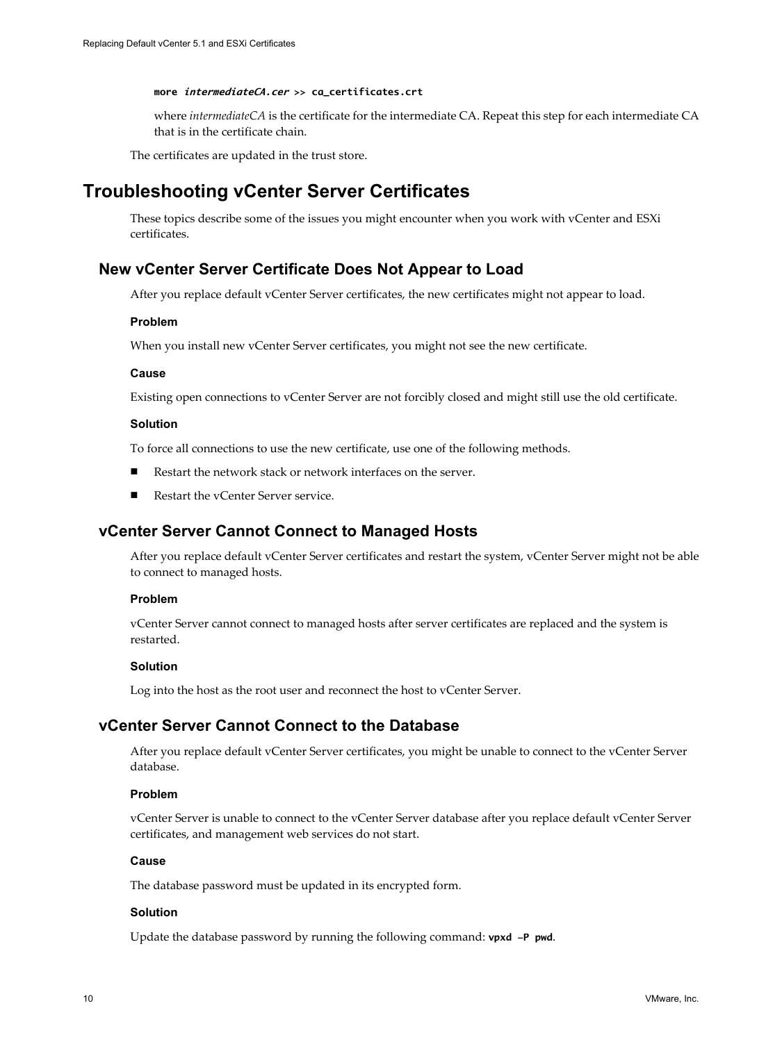```
more intermediateCA.cer >> ca_certificates.crt
```

where *intermediateCA* is the certificate for the intermediate CA. Repeat this step for each intermediate CA that is in the certificate chain.

The certificates are updated in the trust store.

# Troubleshooting vCenter Server Certificates

These topics describe some of the issues you might encounter when you work with vCenter and ESXi certificates.

## New vCenter Server Certificate Does Not Appear to Load

After you replace default vCenter Server certificates, the new certificates might not appear to load.

**Problem**

When you install new vCenter Server certificates, you might not see the new certificate.

**Cause**

Existing open connections to vCenter Server are not forcibly closed and might still use the old certificate.

**Solution**

To force all connections to use the new certificate, use one of the following methods.

- Restart the network stack or network interfaces on the server.
- Restart the vCenter Server service.

## vCenter Server Cannot Connect to Managed Hosts

After you replace default vCenter Server certificates and restart the system, vCenter Server might not be able to connect to managed hosts.

**Problem**

vCenter Server cannot connect to managed hosts after server certificates are replaced and the system is restarted.

**Solution**

Log into the host as the root user and reconnect the host to vCenter Server.

## vCenter Server Cannot Connect to the Database

After you replace default vCenter Server certificates, you might be unable to connect to the vCenter Server database.

**Problem**

vCenter Server is unable to connect to the vCenter Server database after you replace default vCenter Server certificates, and management web services do not start.

**Cause**

The database password must be updated in its encrypted form.

**Solution**

Update the database password by running the following command: `vpxd –P pwd`.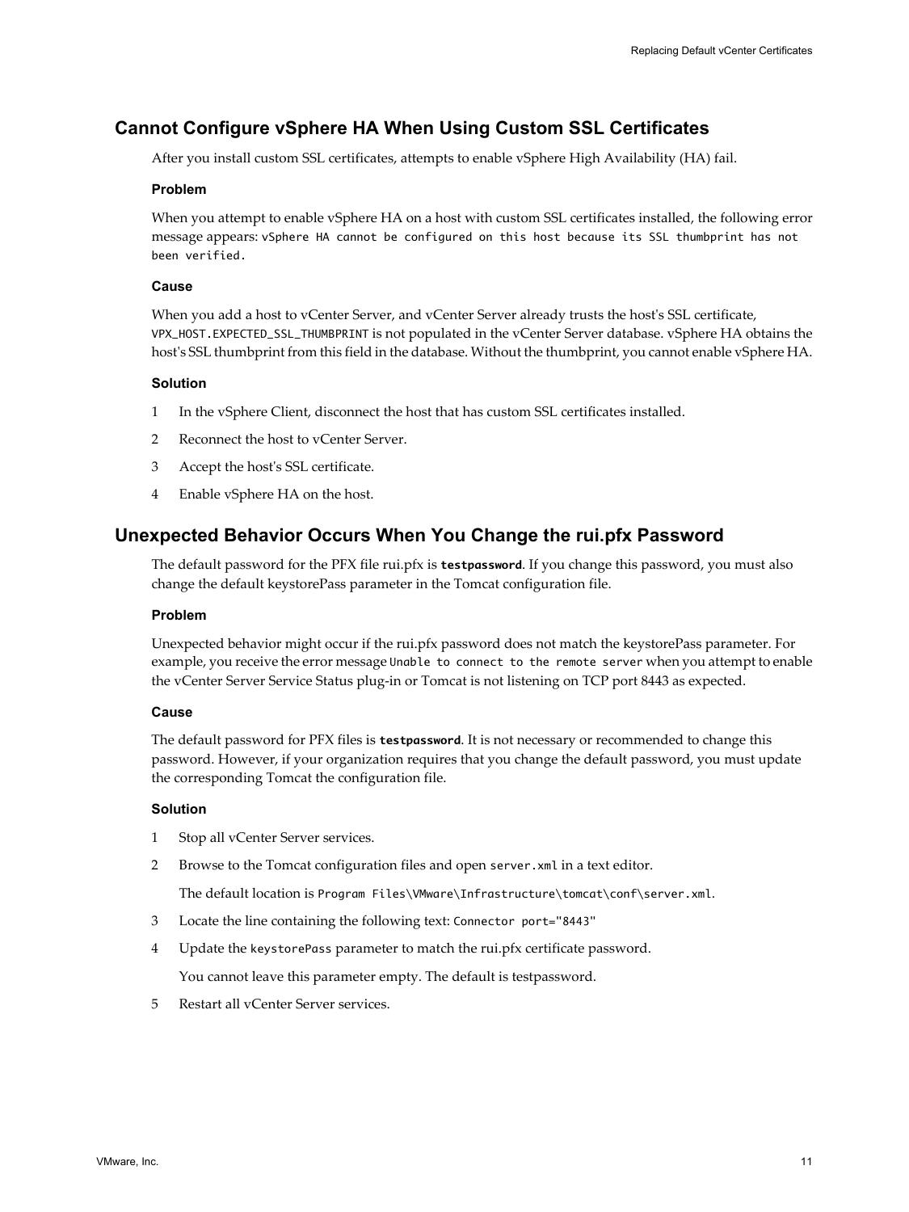## Cannot Configure vSphere HA When Using Custom SSL Certificates

After you install custom SSL certificates, attempts to enable vSphere High Availability (HA) fail.

### Problem

When you attempt to enable vSphere HA on a host with custom SSL certificates installed, the following error message appears: `vSphere HA cannot be configured on this host because its SSL thumbprint has not been verified.`

### Cause

When you add a host to vCenter Server, and vCenter Server already trusts the host's SSL certificate, `VPX_HOST.EXPECTED_SSL_THUMBPRINT` is not populated in the vCenter Server database. vSphere HA obtains the host's SSL thumbprint from this field in the database. Without the thumbprint, you cannot enable vSphere HA.

### Solution

1. In the vSphere Client, disconnect the host that has custom SSL certificates installed.
2. Reconnect the host to vCenter Server.
3. Accept the host's SSL certificate.
4. Enable vSphere HA on the host.

## Unexpected Behavior Occurs When You Change the rui.pfx Password

The default password for the PFX file rui.pfx is **`testpassword`**. If you change this password, you must also change the default keystorePass parameter in the Tomcat configuration file.

### Problem

Unexpected behavior might occur if the rui.pfx password does not match the keystorePass parameter. For example, you receive the error message `Unable to connect to the remote server` when you attempt to enable the vCenter Server Service Status plug-in or Tomcat is not listening on TCP port 8443 as expected.

### Cause

The default password for PFX files is **`testpassword`**. It is not necessary or recommended to change this password. However, if your organization requires that you change the default password, you must update the corresponding Tomcat the configuration file.

### Solution

1. Stop all vCenter Server services.
2. Browse to the Tomcat configuration files and open `server.xml` in a text editor.

   The default location is `Program Files\VMware\Infrastructure\tomcat\conf\server.xml`.
3. Locate the line containing the following text: `Connector port="8443"`
4. Update the `keystorePass` parameter to match the rui.pfx certificate password.

   You cannot leave this parameter empty. The default is testpassword.
5. Restart all vCenter Server services.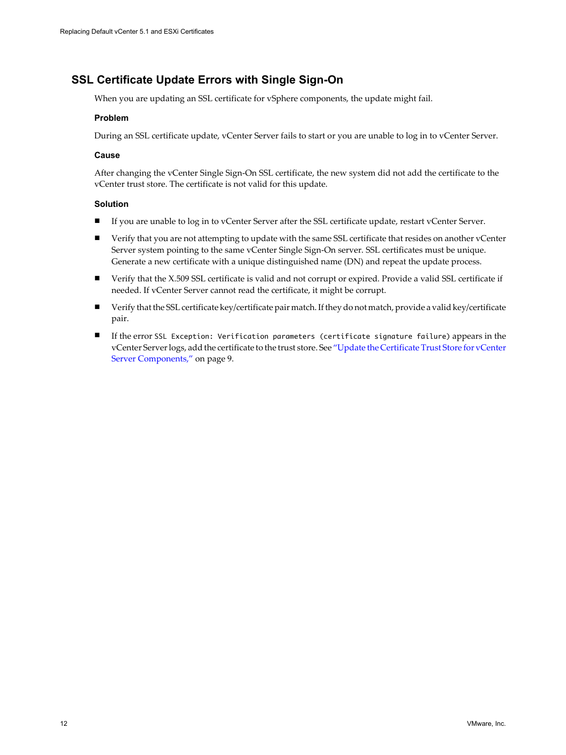## SSL Certificate Update Errors with Single Sign-On

When you are updating an SSL certificate for vSphere components, the update might fail.

### Problem

During an SSL certificate update, vCenter Server fails to start or you are unable to log in to vCenter Server.

### Cause

After changing the vCenter Single Sign-On SSL certificate, the new system did not add the certificate to the vCenter trust store. The certificate is not valid for this update.

### Solution

- If you are unable to log in to vCenter Server after the SSL certificate update, restart vCenter Server.
- Verify that you are not attempting to update with the same SSL certificate that resides on another vCenter Server system pointing to the same vCenter Single Sign-On server. SSL certificates must be unique. Generate a new certificate with a unique distinguished name (DN) and repeat the update process.
- Verify that the X.509 SSL certificate is valid and not corrupt or expired. Provide a valid SSL certificate if needed. If vCenter Server cannot read the certificate, it might be corrupt.
- Verify that the SSL certificate key/certificate pair match. If they do not match, provide a valid key/certificate pair.
- If the error `SSL Exception: Verification parameters (certificate signature failure)` appears in the vCenter Server logs, add the certificate to the trust store. See "Update the Certificate Trust Store for vCenter Server Components," on page 9.